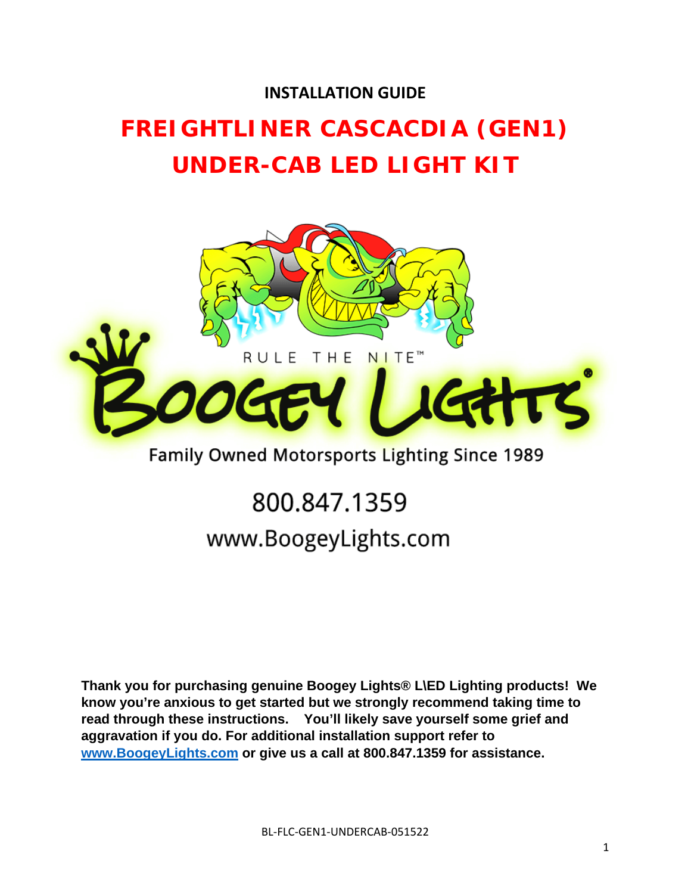**INSTALLATION GUIDE**

# FREIGHTLINER CASCACDIA (GEN1) UNDER-CAB LED LIGHT KIT

RULE THE NITE™

BOOGEY LIGHTS®

Family Owned Motorsports Lighting Since 1989

800.847.1359

www.BoogeyLights.com

**Thank you for purchasing genuine Boogey Lights® L\ED Lighting products! We know you're anxious to get started but we strongly recommend taking time to read through these instructions. You'll likely save yourself some grief and aggravation if you do. For additional installation support refer to [www.BoogeyLights.com](http://www.BoogeyLights.com) or give us a call at 800.847.1359 for assistance.**

BL-FLC-GEN1-UNDERCAB-051522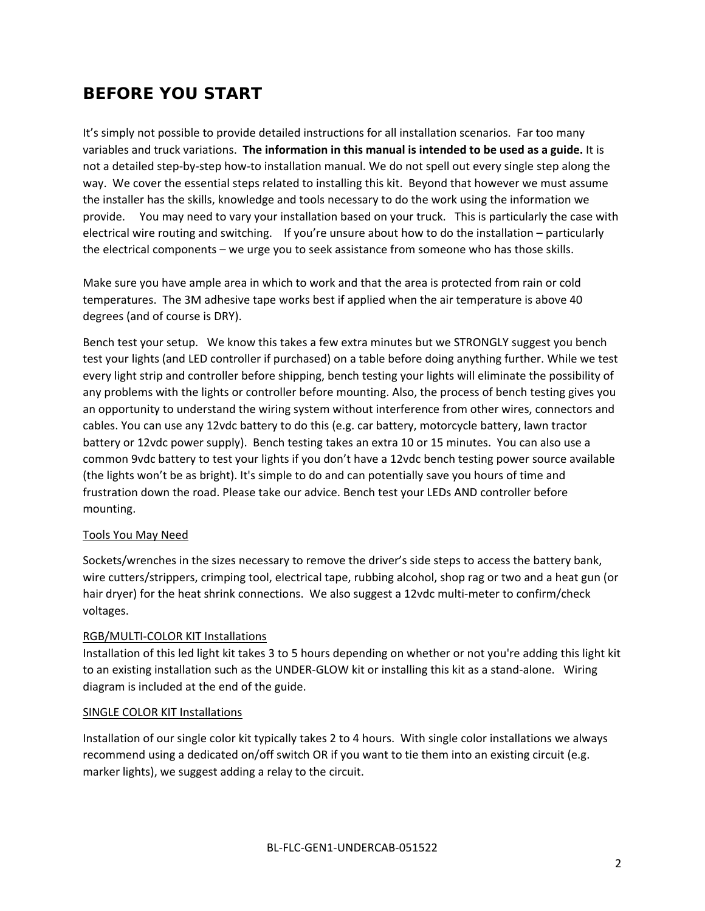## BEFORE YOU START

It's simply not possible to provide detailed instructions for all installation scenarios. Far too many variables and truck variations. **The information in this manual is intended to be used as a guide.** It is not a detailed step-by-step how-to installation manual. We do not spell out every single step along the way. We cover the essential steps related to installing this kit. Beyond that however we must assume the installer has the skills, knowledge and tools necessary to do the work using the information we provide. You may need to vary your installation based on your truck. This is particularly the case with electrical wire routing and switching. If you're unsure about how to do the installation – particularly the electrical components – we urge you to seek assistance from someone who has those skills.

Make sure you have ample area in which to work and that the area is protected from rain or cold temperatures. The 3M adhesive tape works best if applied when the air temperature is above 40 degrees (and of course is DRY).

Bench test your setup. We know this takes a few extra minutes but we STRONGLY suggest you bench test your lights (and LED controller if purchased) on a table before doing anything further. While we test every light strip and controller before shipping, bench testing your lights will eliminate the possibility of any problems with the lights or controller before mounting. Also, the process of bench testing gives you an opportunity to understand the wiring system without interference from other wires, connectors and cables. You can use any 12vdc battery to do this (e.g. car battery, motorcycle battery, lawn tractor battery or 12vdc power supply). Bench testing takes an extra 10 or 15 minutes. You can also use a common 9vdc battery to test your lights if you don't have a 12vdc bench testing power source available (the lights won't be as bright). It's simple to do and can potentially save you hours of time and frustration down the road. Please take our advice. Bench test your LEDs AND controller before mounting.

<u>Tools You May Need</u>

Sockets/wrenches in the sizes necessary to remove the driver's side steps to access the battery bank, wire cutters/strippers, crimping tool, electrical tape, rubbing alcohol, shop rag or two and a heat gun (or hair dryer) for the heat shrink connections. We also suggest a 12vdc multi-meter to confirm/check voltages.

<u>RGB/MULTI-COLOR KIT Installations</u>

Installation of this led light kit takes 3 to 5 hours depending on whether or not you're adding this light kit to an existing installation such as the UNDER-GLOW kit or installing this kit as a stand-alone. Wiring diagram is included at the end of the guide.

<u>SINGLE COLOR KIT Installations</u>

Installation of our single color kit typically takes 2 to 4 hours. With single color installations we always recommend using a dedicated on/off switch OR if you want to tie them into an existing circuit (e.g. marker lights), we suggest adding a relay to the circuit.

BL-FLC-GEN1-UNDERCAB-051522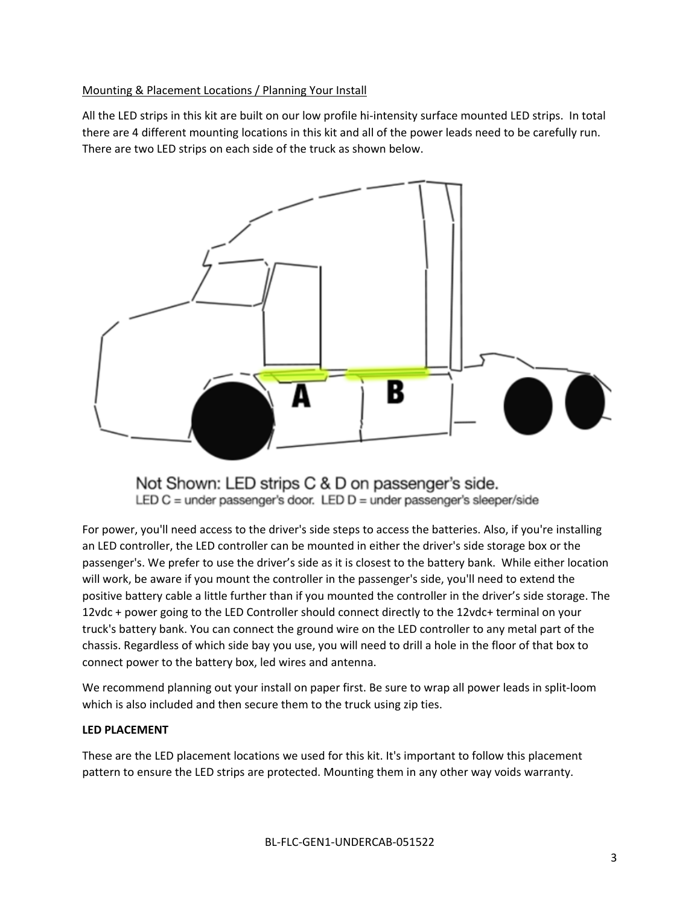Mounting & Placement Locations / Planning Your Install

All the LED strips in this kit are built on our low profile hi-intensity surface mounted LED strips. In total there are 4 different mounting locations in this kit and all of the power leads need to be carefully run. There are two LED strips on each side of the truck as shown below.

Not Shown: LED strips C & D on passenger's side.
LED C = under passenger's door. LED D = under passenger's sleeper/side

For power, you'll need access to the driver's side steps to access the batteries. Also, if you're installing an LED controller, the LED controller can be mounted in either the driver's side storage box or the passenger's. We prefer to use the driver's side as it is closest to the battery bank. While either location will work, be aware if you mount the controller in the passenger's side, you'll need to extend the positive battery cable a little further than if you mounted the controller in the driver's side storage. The 12vdc + power going to the LED Controller should connect directly to the 12vdc+ terminal on your truck's battery bank. You can connect the ground wire on the LED controller to any metal part of the chassis. Regardless of which side bay you use, you will need to drill a hole in the floor of that box to connect power to the battery box, led wires and antenna.

We recommend planning out your install on paper first. Be sure to wrap all power leads in split-loom which is also included and then secure them to the truck using zip ties.

**LED PLACEMENT**

These are the LED placement locations we used for this kit. It's important to follow this placement pattern to ensure the LED strips are protected. Mounting them in any other way voids warranty.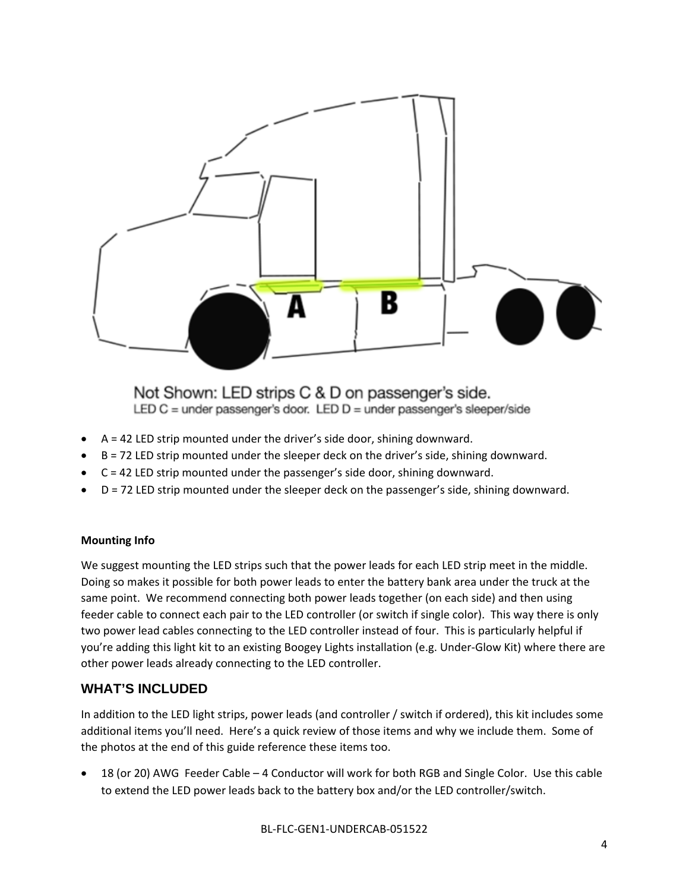Not Shown: LED strips C & D on passenger's side.
LED C = under passenger's door. LED D = under passenger's sleeper/side

- A = 42 LED strip mounted under the driver's side door, shining downward.
- B = 72 LED strip mounted under the sleeper deck on the driver's side, shining downward.
- C = 42 LED strip mounted under the passenger's side door, shining downward.
- D = 72 LED strip mounted under the sleeper deck on the passenger's side, shining downward.

**Mounting Info**

We suggest mounting the LED strips such that the power leads for each LED strip meet in the middle. Doing so makes it possible for both power leads to enter the battery bank area under the truck at the same point. We recommend connecting both power leads together (on each side) and then using feeder cable to connect each pair to the LED controller (or switch if single color). This way there is only two power lead cables connecting to the LED controller instead of four. This is particularly helpful if you're adding this light kit to an existing Boogey Lights installation (e.g. Under-Glow Kit) where there are other power leads already connecting to the LED controller.

## WHAT'S INCLUDED

In addition to the LED light strips, power leads (and controller / switch if ordered), this kit includes some additional items you'll need. Here's a quick review of those items and why we include them. Some of the photos at the end of this guide reference these items too.

- 18 (or 20) AWG Feeder Cable – 4 Conductor will work for both RGB and Single Color. Use this cable to extend the LED power leads back to the battery box and/or the LED controller/switch.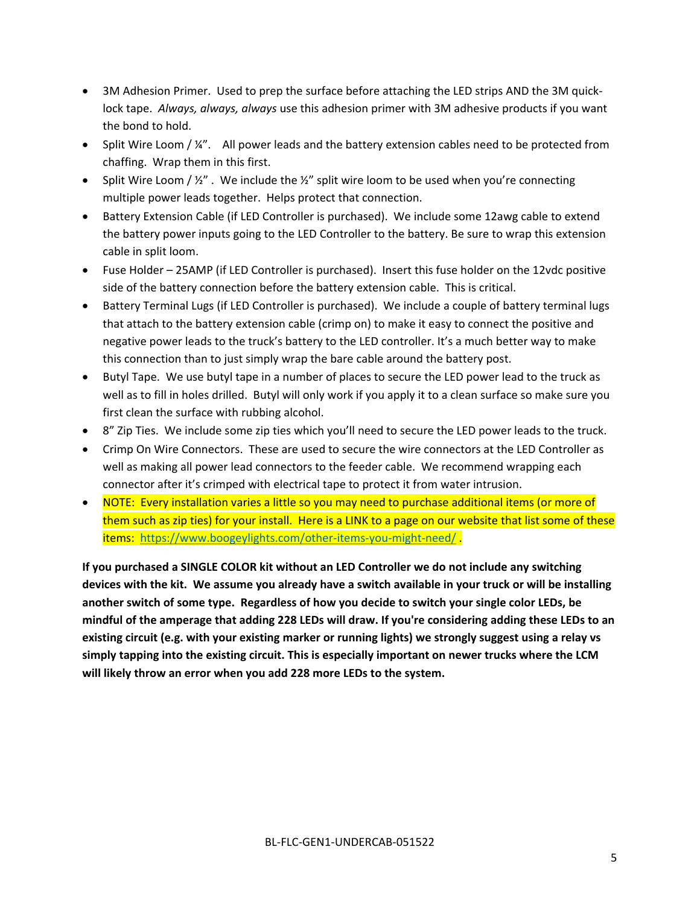- 3M Adhesion Primer. Used to prep the surface before attaching the LED strips AND the 3M quick-lock tape. *Always, always, always* use this adhesion primer with 3M adhesive products if you want the bond to hold.
- Split Wire Loom / ¼". All power leads and the battery extension cables need to be protected from chaffing. Wrap them in this first.
- Split Wire Loom / ½" . We include the ½" split wire loom to be used when you're connecting multiple power leads together. Helps protect that connection.
- Battery Extension Cable (if LED Controller is purchased). We include some 12awg cable to extend the battery power inputs going to the LED Controller to the battery. Be sure to wrap this extension cable in split loom.
- Fuse Holder – 25AMP (if LED Controller is purchased). Insert this fuse holder on the 12vdc positive side of the battery connection before the battery extension cable. This is critical.
- Battery Terminal Lugs (if LED Controller is purchased). We include a couple of battery terminal lugs that attach to the battery extension cable (crimp on) to make it easy to connect the positive and negative power leads to the truck's battery to the LED controller. It's a much better way to make this connection than to just simply wrap the bare cable around the battery post.
- Butyl Tape. We use butyl tape in a number of places to secure the LED power lead to the truck as well as to fill in holes drilled. Butyl will only work if you apply it to a clean surface so make sure you first clean the surface with rubbing alcohol.
- 8" Zip Ties. We include some zip ties which you'll need to secure the LED power leads to the truck.
- Crimp On Wire Connectors. These are used to secure the wire connectors at the LED Controller as well as making all power lead connectors to the feeder cable. We recommend wrapping each connector after it's crimped with electrical tape to protect it from water intrusion.
- NOTE: Every installation varies a little so you may need to purchase additional items (or more of them such as zip ties) for your install. Here is a LINK to a page on our website that list some of these items: https://www.boogeylights.com/other-items-you-might-need/ .

**If you purchased a SINGLE COLOR kit without an LED Controller we do not include any switching devices with the kit. We assume you already have a switch available in your truck or will be installing another switch of some type. Regardless of how you decide to switch your single color LEDs, be mindful of the amperage that adding 228 LEDs will draw. If you're considering adding these LEDs to an existing circuit (e.g. with your existing marker or running lights) we strongly suggest using a relay vs simply tapping into the existing circuit. This is especially important on newer trucks where the LCM will likely throw an error when you add 228 more LEDs to the system.**

BL-FLC-GEN1-UNDERCAB-051522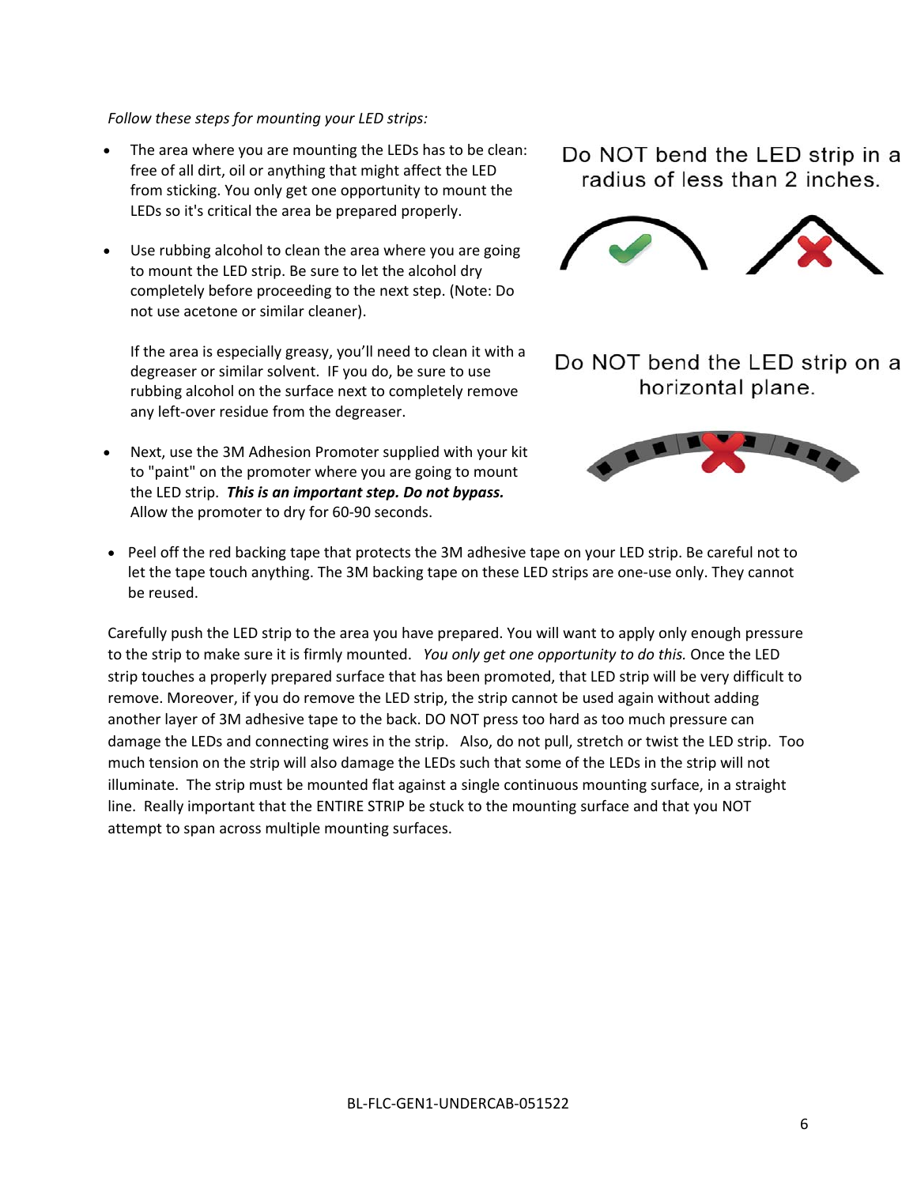*Follow these steps for mounting your LED strips:*

- The area where you are mounting the LEDs has to be clean: free of all dirt, oil or anything that might affect the LED from sticking. You only get one opportunity to mount the LEDs so it's critical the area be prepared properly.

- Use rubbing alcohol to clean the area where you are going to mount the LED strip. Be sure to let the alcohol dry completely before proceeding to the next step. (Note: Do not use acetone or similar cleaner).

  If the area is especially greasy, you'll need to clean it with a degreaser or similar solvent. IF you do, be sure to use rubbing alcohol on the surface next to completely remove any left-over residue from the degreaser.

- Next, use the 3M Adhesion Promoter supplied with your kit to "paint" on the promoter where you are going to mount the LED strip. ***This is an important step. Do not bypass.*** Allow the promoter to dry for 60-90 seconds.

Do NOT bend the LED strip in a radius of less than 2 inches.

Do NOT bend the LED strip on a horizontal plane.

- Peel off the red backing tape that protects the 3M adhesive tape on your LED strip. Be careful not to let the tape touch anything. The 3M backing tape on these LED strips are one-use only. They cannot be reused.

Carefully push the LED strip to the area you have prepared. You will want to apply only enough pressure to the strip to make sure it is firmly mounted. *You only get one opportunity to do this.* Once the LED strip touches a properly prepared surface that has been promoted, that LED strip will be very difficult to remove. Moreover, if you do remove the LED strip, the strip cannot be used again without adding another layer of 3M adhesive tape to the back. DO NOT press too hard as too much pressure can damage the LEDs and connecting wires in the strip. Also, do not pull, stretch or twist the LED strip. Too much tension on the strip will also damage the LEDs such that some of the LEDs in the strip will not illuminate. The strip must be mounted flat against a single continuous mounting surface, in a straight line. Really important that the ENTIRE STRIP be stuck to the mounting surface and that you NOT attempt to span across multiple mounting surfaces.

BL-FLC-GEN1-UNDERCAB-051522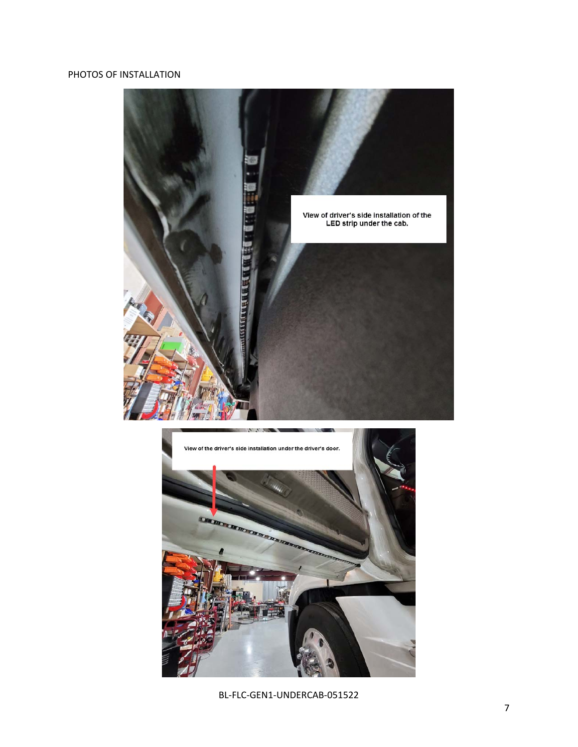PHOTOS OF INSTALLATION

View of driver's side installation of the LED strip under the cab.

View of the driver's side installation under the driver's door.

BL-FLC-GEN1-UNDERCAB-051522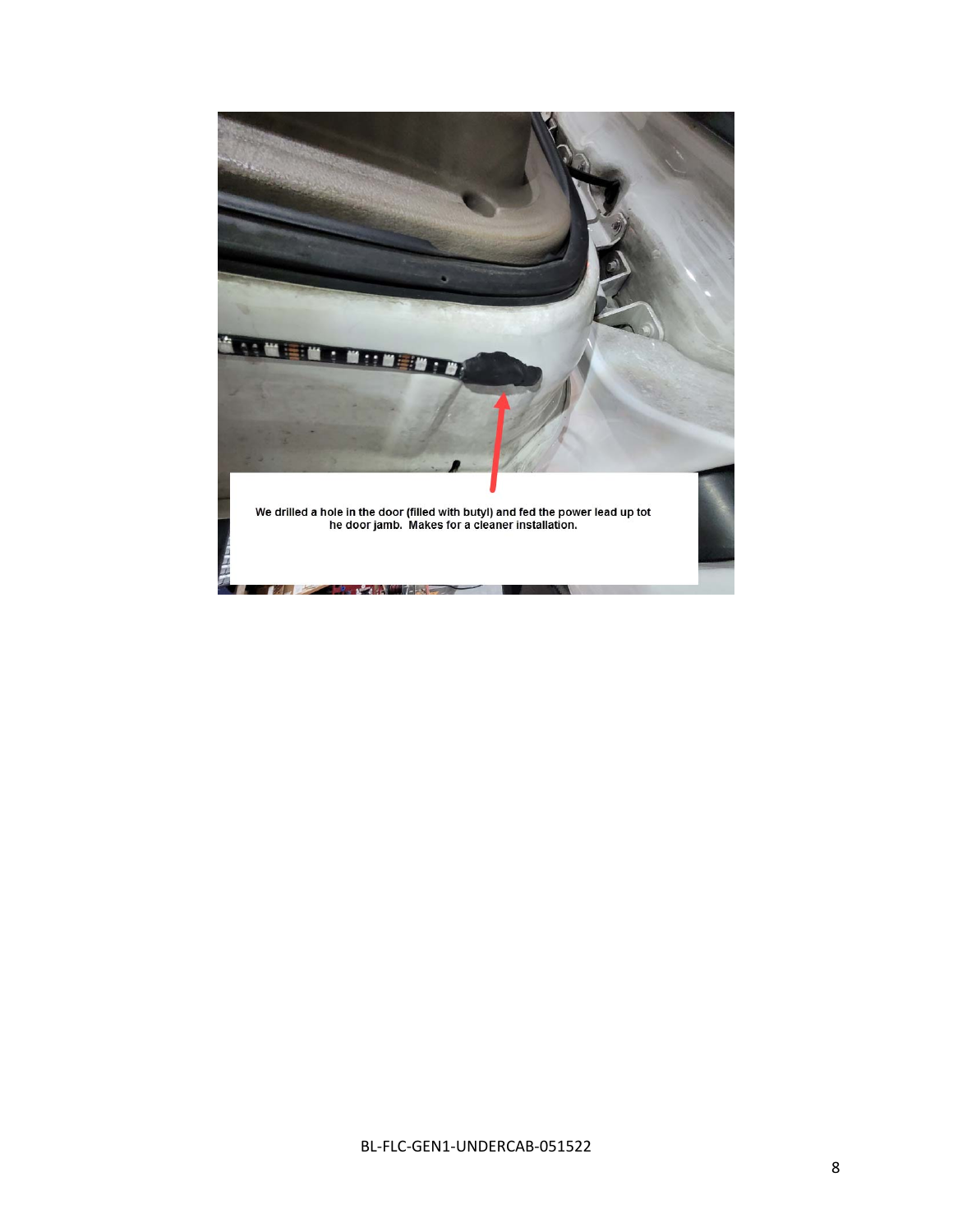We drilled a hole in the door (filled with butyl) and fed the power lead up tot he door jamb. Makes for a cleaner installation.

BL-FLC-GEN1-UNDERCAB-051522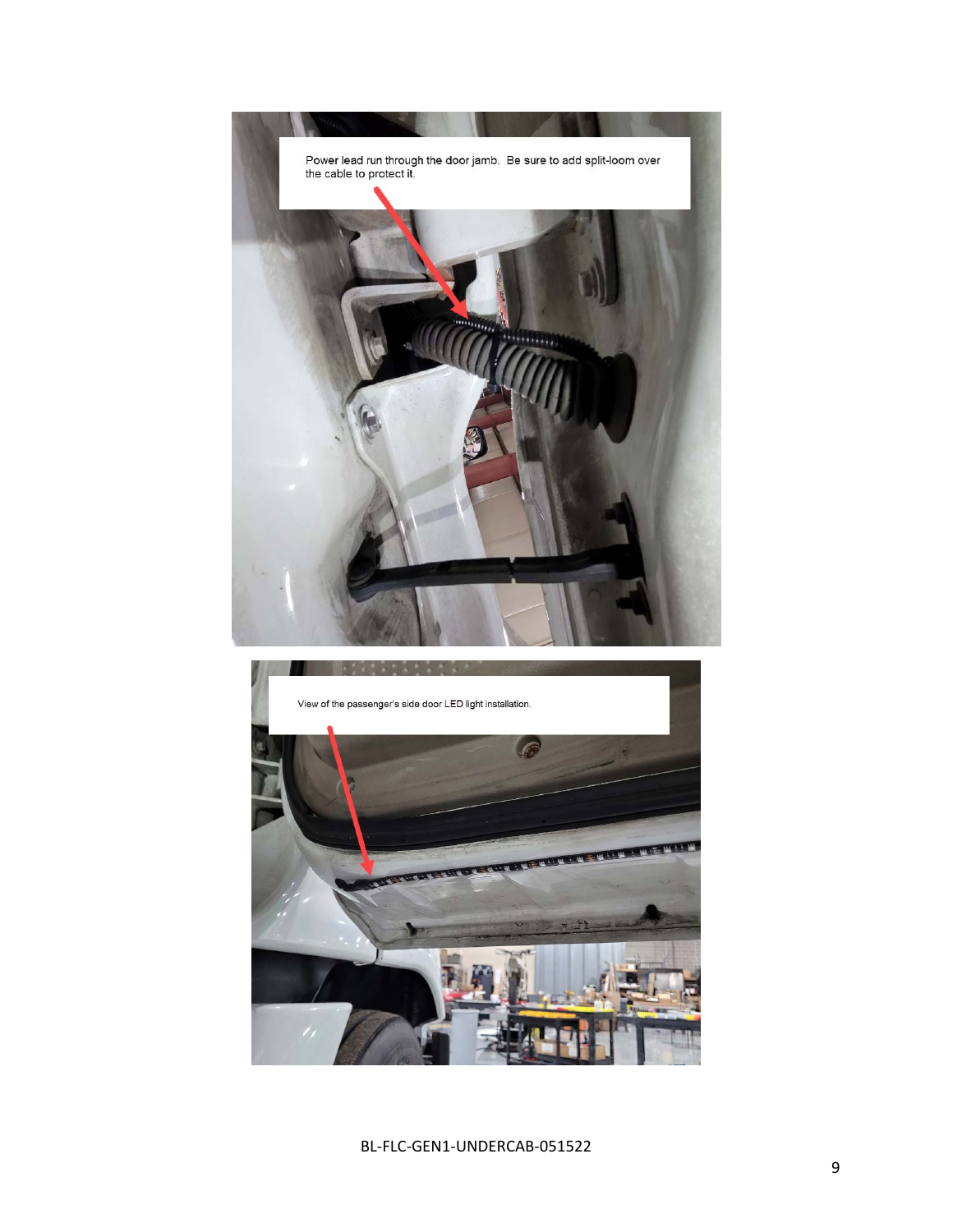Power lead run through the door jamb. Be sure to add split-loom over the cable to protect it.

View of the passenger's side door LED light installation.

BL-FLC-GEN1-UNDERCAB-051522